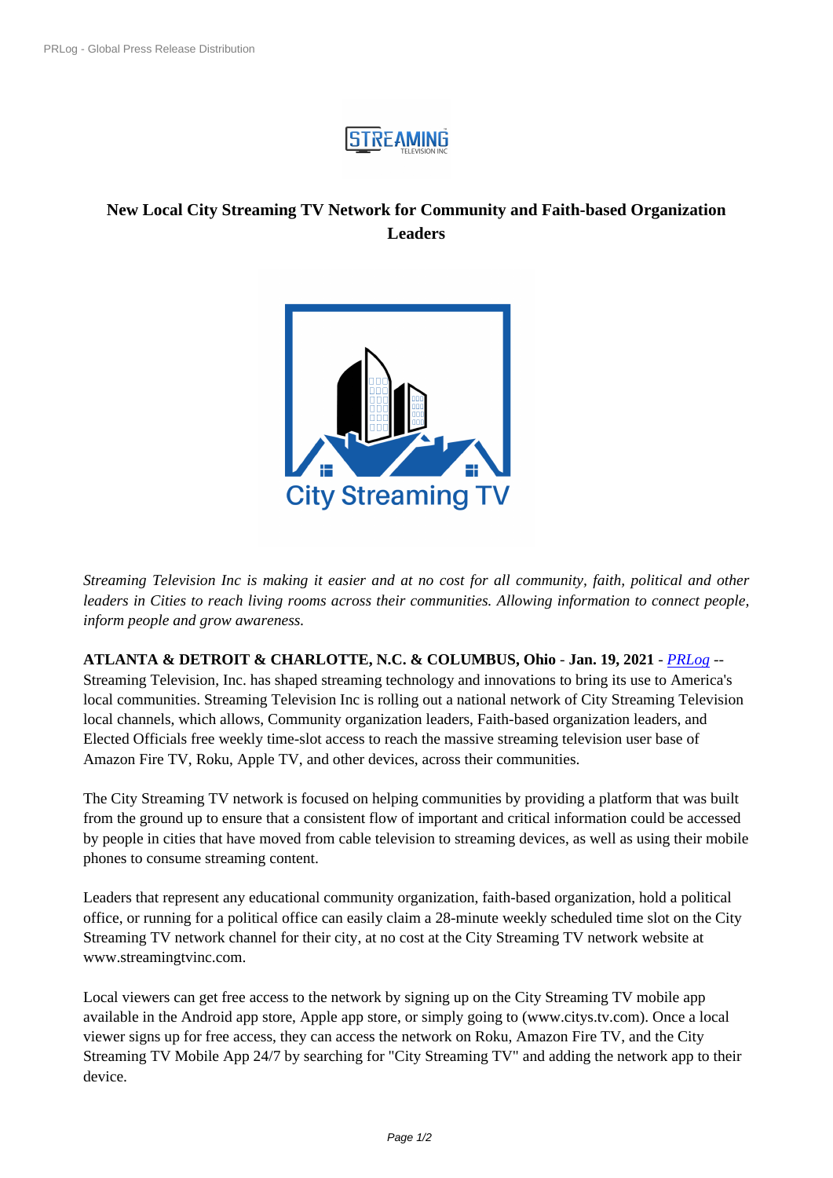# New Local City Streaming TV Network for Community and Faith-based Organization Leaders

*Streaming Television Inc is making it easier and at no cost for all community, faith, political and other leaders in Cities to reach living rooms across their communities. Allowing information to connect people, inform people and grow awareness.*

**ATLANTA & DETROIT & CHARLOTTE, N.C. & COLUMBUS, Ohio** - **Jan. 19, 2021** - *PRLog* -- Streaming Television, Inc. has shaped streaming technology and innovations to bring its use to America's local communities. Streaming Television Inc is rolling out a national network of City Streaming Television local channels, which allows, Community organization leaders, Faith-based organization leaders, and Elected Officials free weekly time-slot access to reach the massive streaming television user base of Amazon Fire TV, Roku, Apple TV, and other devices, across their communities.

The City Streaming TV network is focused on helping communities by providing a platform that was built from the ground up to ensure that a consistent flow of important and critical information could be accessed by people in cities that have moved from cable television to streaming devices, as well as using their mobile phones to consume streaming content.

Leaders that represent any educational community organization, faith-based organization, hold a political office, or running for a political office can easily claim a 28-minute weekly scheduled time slot on the City Streaming TV network channel for their city, at no cost at the City Streaming TV network website at www.streamingtvinc.com.

Local viewers can get free access to the network by signing up on the City Streaming TV mobile app available in the Android app store, Apple app store, or simply going to (www.citys.tv.com). Once a local viewer signs up for free access, they can access the network on Roku, Amazon Fire TV, and the City Streaming TV Mobile App 24/7 by searching for "City Streaming TV" and adding the network app to their device.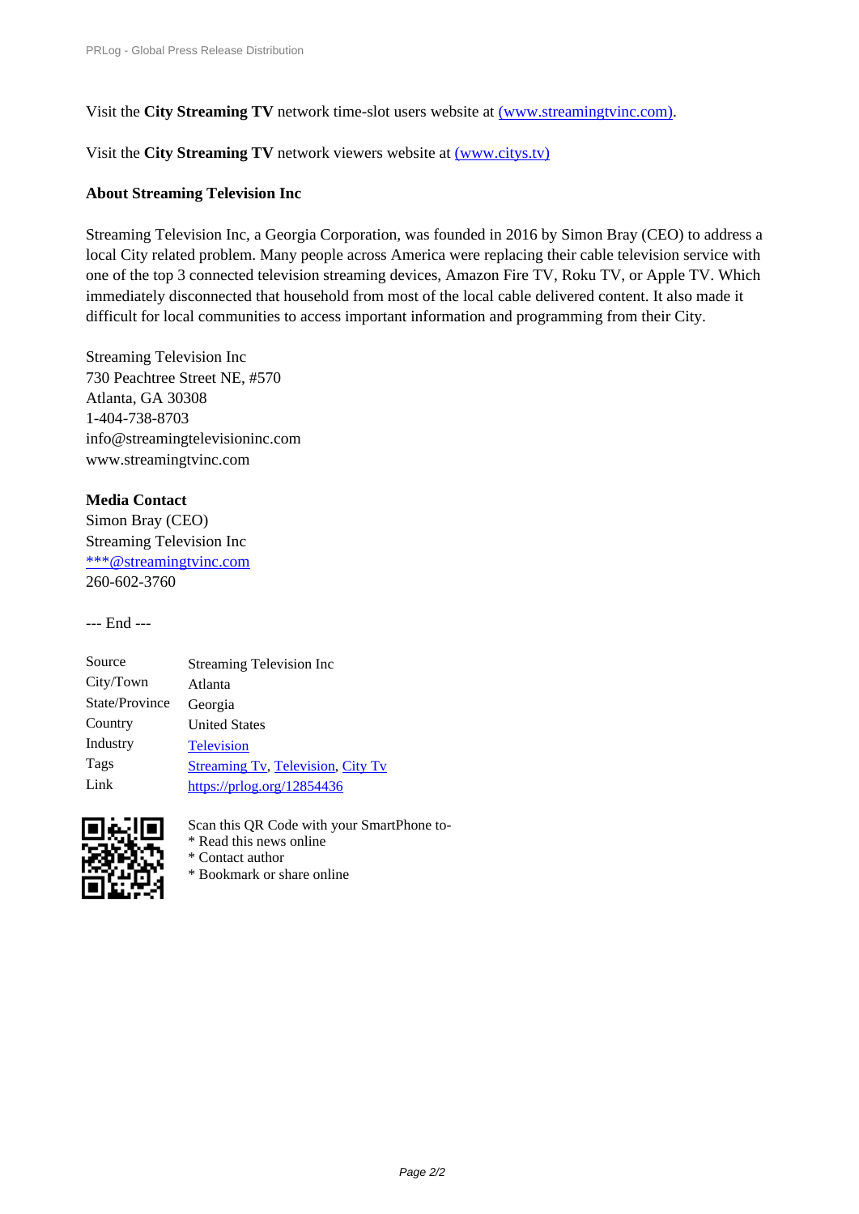Visit the **City Streaming TV** network time-slot users website at (www.streamingtvinc.com).

Visit the **City Streaming TV** network viewers website at (www.citys.tv)

**About Streaming Television Inc**

Streaming Television Inc, a Georgia Corporation, was founded in 2016 by Simon Bray (CEO) to address a local City related problem. Many people across America were replacing their cable television service with one of the top 3 connected television streaming devices, Amazon Fire TV, Roku TV, or Apple TV. Which immediately disconnected that household from most of the local cable delivered content. It also made it difficult for local communities to access important information and programming from their City.

Streaming Television Inc
730 Peachtree Street NE, #570
Atlanta, GA 30308
1-404-738-8703
info@streamingtelevisioninc.com
www.streamingtvinc.com

**Media Contact**
Simon Bray (CEO)
Streaming Television Inc
***@streamingtvinc.com
260-602-3760

--- End ---

| | |
|---|---|
| Source | Streaming Television Inc |
| City/Town | Atlanta |
| State/Province | Georgia |
| Country | United States |
| Industry | Television |
| Tags | Streaming Tv, Television, City Tv |
| Link | https://prlog.org/12854436 |

Scan this QR Code with your SmartPhone to-
* Read this news online
* Contact author
* Bookmark or share online